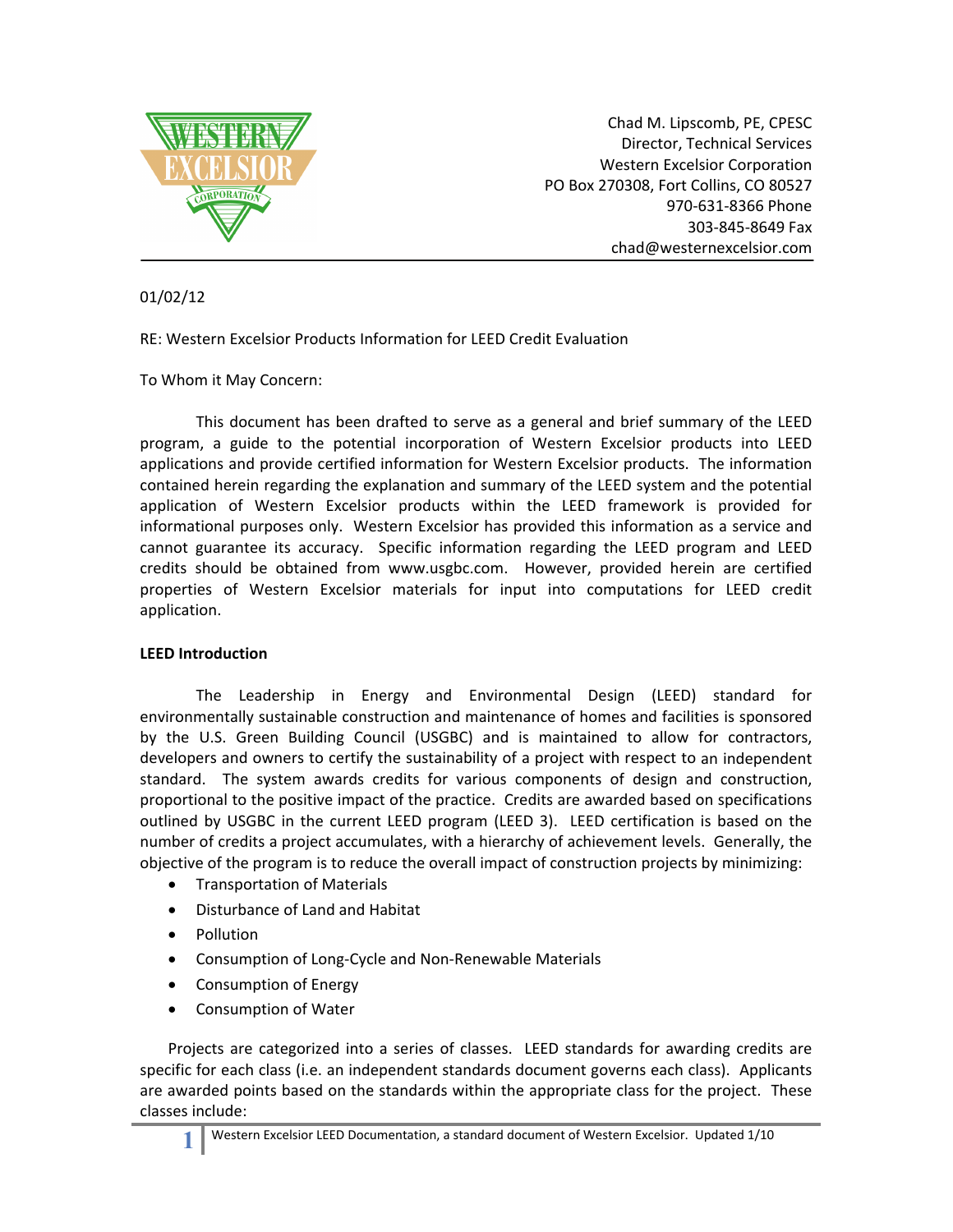Chad M. Lipscomb, PE, CPESC
Director, Technical Services
Western Excelsior Corporation
PO Box 270308, Fort Collins, CO 80527
970-631-8366 Phone
303-845-8649 Fax
chad@westernexcelsior.com

01/02/12

RE: Western Excelsior Products Information for LEED Credit Evaluation

To Whom it May Concern:

This document has been drafted to serve as a general and brief summary of the LEED program, a guide to the potential incorporation of Western Excelsior products into LEED applications and provide certified information for Western Excelsior products. The information contained herein regarding the explanation and summary of the LEED system and the potential application of Western Excelsior products within the LEED framework is provided for informational purposes only. Western Excelsior has provided this information as a service and cannot guarantee its accuracy. Specific information regarding the LEED program and LEED credits should be obtained from www.usgbc.com. However, provided herein are certified properties of Western Excelsior materials for input into computations for LEED credit application.

**LEED Introduction**

The Leadership in Energy and Environmental Design (LEED) standard for environmentally sustainable construction and maintenance of homes and facilities is sponsored by the U.S. Green Building Council (USGBC) and is maintained to allow for contractors, developers and owners to certify the sustainability of a project with respect to an independent standard. The system awards credits for various components of design and construction, proportional to the positive impact of the practice. Credits are awarded based on specifications outlined by USGBC in the current LEED program (LEED 3). LEED certification is based on the number of credits a project accumulates, with a hierarchy of achievement levels. Generally, the objective of the program is to reduce the overall impact of construction projects by minimizing:

- Transportation of Materials
- Disturbance of Land and Habitat
- Pollution
- Consumption of Long-Cycle and Non-Renewable Materials
- Consumption of Energy
- Consumption of Water

Projects are categorized into a series of classes. LEED standards for awarding credits are specific for each class (i.e. an independent standards document governs each class). Applicants are awarded points based on the standards within the appropriate class for the project. These classes include: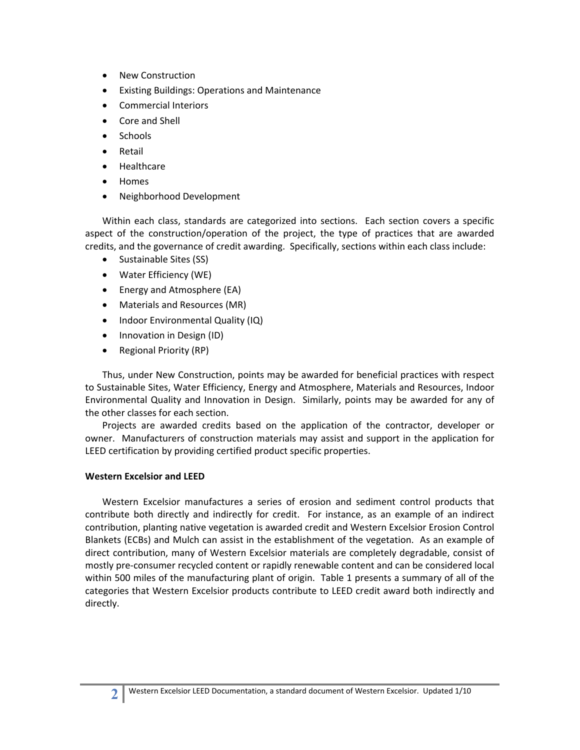- New Construction
- Existing Buildings: Operations and Maintenance
- Commercial Interiors
- Core and Shell
- Schools
- Retail
- Healthcare
- Homes
- Neighborhood Development

Within each class, standards are categorized into sections. Each section covers a specific aspect of the construction/operation of the project, the type of practices that are awarded credits, and the governance of credit awarding. Specifically, sections within each class include:

- Sustainable Sites (SS)
- Water Efficiency (WE)
- Energy and Atmosphere (EA)
- Materials and Resources (MR)
- Indoor Environmental Quality (IQ)
- Innovation in Design (ID)
- Regional Priority (RP)

Thus, under New Construction, points may be awarded for beneficial practices with respect to Sustainable Sites, Water Efficiency, Energy and Atmosphere, Materials and Resources, Indoor Environmental Quality and Innovation in Design. Similarly, points may be awarded for any of the other classes for each section.

Projects are awarded credits based on the application of the contractor, developer or owner. Manufacturers of construction materials may assist and support in the application for LEED certification by providing certified product specific properties.

**Western Excelsior and LEED**

Western Excelsior manufactures a series of erosion and sediment control products that contribute both directly and indirectly for credit. For instance, as an example of an indirect contribution, planting native vegetation is awarded credit and Western Excelsior Erosion Control Blankets (ECBs) and Mulch can assist in the establishment of the vegetation. As an example of direct contribution, many of Western Excelsior materials are completely degradable, consist of mostly pre-consumer recycled content or rapidly renewable content and can be considered local within 500 miles of the manufacturing plant of origin. Table 1 presents a summary of all of the categories that Western Excelsior products contribute to LEED credit award both indirectly and directly.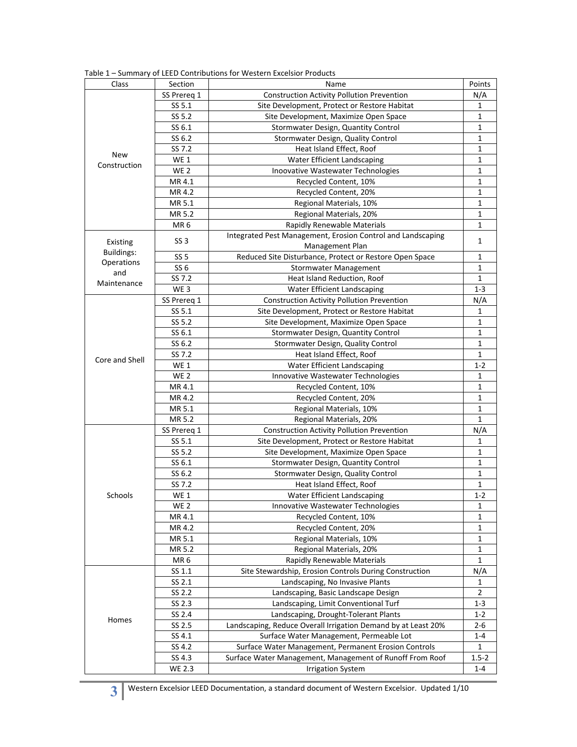Table 1 – Summary of LEED Contributions for Western Excelsior Products

| Class | Section | Name | Points |
| --- | --- | --- | --- |
| New Construction | SS Prereq 1 | Construction Activity Pollution Prevention | N/A |
| | SS 5.1 | Site Development, Protect or Restore Habitat | 1 |
| | SS 5.2 | Site Development, Maximize Open Space | 1 |
| | SS 6.1 | Stormwater Design, Quantity Control | 1 |
| | SS 6.2 | Stormwater Design, Quality Control | 1 |
| | SS 7.2 | Heat Island Effect, Roof | 1 |
| | WE 1 | Water Efficient Landscaping | 1 |
| | WE 2 | Inoovative Wastewater Technologies | 1 |
| | MR 4.1 | Recycled Content, 10% | 1 |
| | MR 4.2 | Recycled Content, 20% | 1 |
| | MR 5.1 | Regional Materials, 10% | 1 |
| | MR 5.2 | Regional Materials, 20% | 1 |
| | MR 6 | Rapidly Renewable Materials | 1 |
| Existing Buildings: Operations and Maintenance | SS 3 | Integrated Pest Management, Erosion Control and Landscaping Management Plan | 1 |
| | SS 5 | Reduced Site Disturbance, Protect or Restore Open Space | 1 |
| | SS 6 | Stormwater Management | 1 |
| | SS 7.2 | Heat Island Reduction, Roof | 1 |
| | WE 3 | Water Efficient Landscaping | 1-3 |
| Core and Shell | SS Prereq 1 | Construction Activity Pollution Prevention | N/A |
| | SS 5.1 | Site Development, Protect or Restore Habitat | 1 |
| | SS 5.2 | Site Development, Maximize Open Space | 1 |
| | SS 6.1 | Stormwater Design, Quantity Control | 1 |
| | SS 6.2 | Stormwater Design, Quality Control | 1 |
| | SS 7.2 | Heat Island Effect, Roof | 1 |
| | WE 1 | Water Efficient Landscaping | 1-2 |
| | WE 2 | Innovative Wastewater Technologies | 1 |
| | MR 4.1 | Recycled Content, 10% | 1 |
| | MR 4.2 | Recycled Content, 20% | 1 |
| | MR 5.1 | Regional Materials, 10% | 1 |
| | MR 5.2 | Regional Materials, 20% | 1 |
| Schools | SS Prereq 1 | Construction Activity Pollution Prevention | N/A |
| | SS 5.1 | Site Development, Protect or Restore Habitat | 1 |
| | SS 5.2 | Site Development, Maximize Open Space | 1 |
| | SS 6.1 | Stormwater Design, Quantity Control | 1 |
| | SS 6.2 | Stormwater Design, Quality Control | 1 |
| | SS 7.2 | Heat Island Effect, Roof | 1 |
| | WE 1 | Water Efficient Landscaping | 1-2 |
| | WE 2 | Innovative Wastewater Technologies | 1 |
| | MR 4.1 | Recycled Content, 10% | 1 |
| | MR 4.2 | Recycled Content, 20% | 1 |
| | MR 5.1 | Regional Materials, 10% | 1 |
| | MR 5.2 | Regional Materials, 20% | 1 |
| | MR 6 | Rapidly Renewable Materials | 1 |
| Homes | SS 1.1 | Site Stewardship, Erosion Controls During Construction | N/A |
| | SS 2.1 | Landscaping, No Invasive Plants | 1 |
| | SS 2.2 | Landscaping, Basic Landscape Design | 2 |
| | SS 2.3 | Landscaping, Limit Conventional Turf | 1-3 |
| | SS 2.4 | Landscaping, Drought-Tolerant Plants | 1-2 |
| | SS 2.5 | Landscaping, Reduce Overall Irrigation Demand by at Least 20% | 2-6 |
| | SS 4.1 | Surface Water Management, Permeable Lot | 1-4 |
| | SS 4.2 | Surface Water Management, Permanent Erosion Controls | 1 |
| | SS 4.3 | Surface Water Management, Management of Runoff From Roof | 1.5-2 |
| | WE 2.3 | Irrigation System | 1-4 |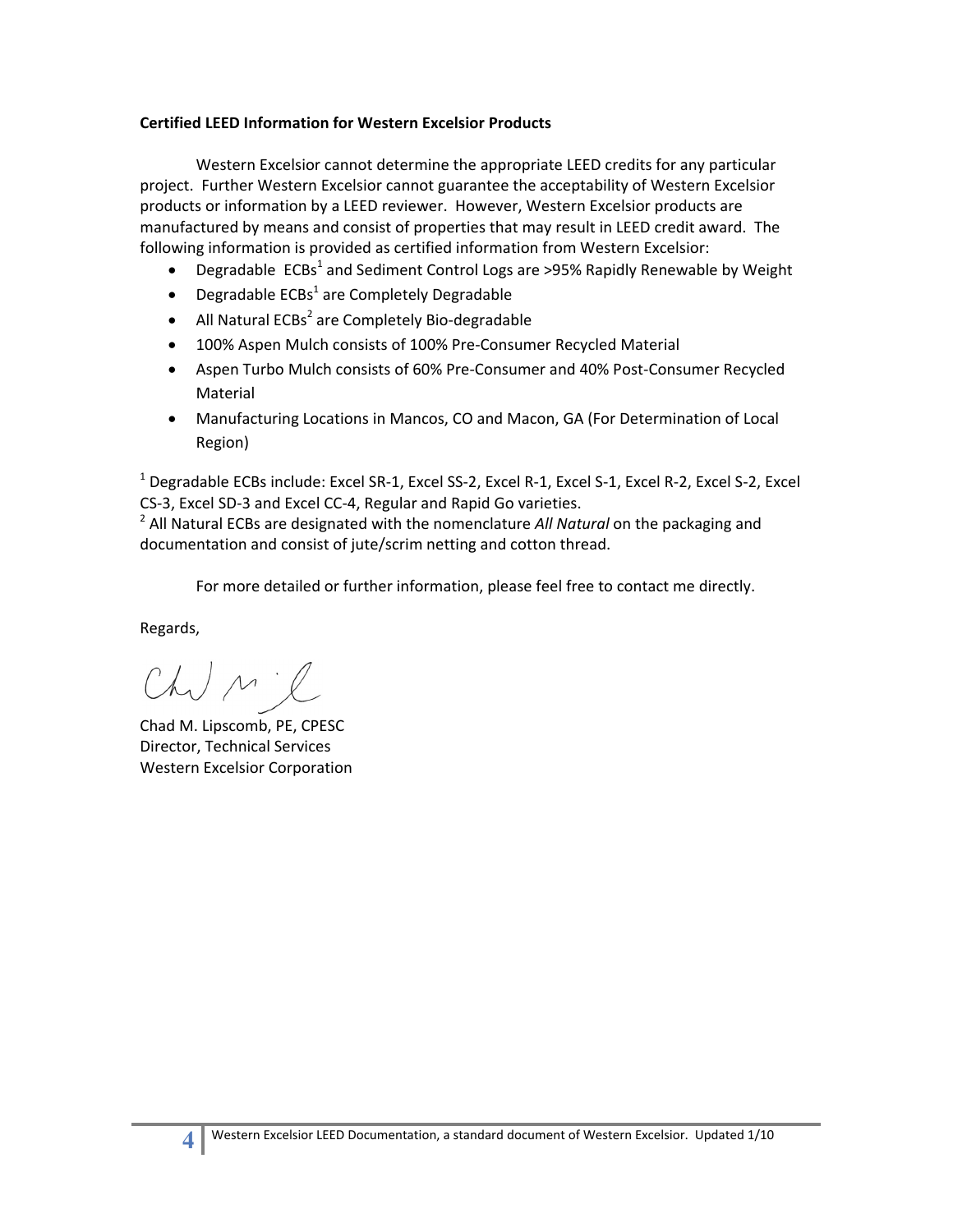**Certified LEED Information for Western Excelsior Products**

Western Excelsior cannot determine the appropriate LEED credits for any particular project. Further Western Excelsior cannot guarantee the acceptability of Western Excelsior products or information by a LEED reviewer. However, Western Excelsior products are manufactured by means and consist of properties that may result in LEED credit award. The following information is provided as certified information from Western Excelsior:

- Degradable ECBs[1] and Sediment Control Logs are >95% Rapidly Renewable by Weight
- Degradable ECBs[1] are Completely Degradable
- All Natural ECBs[2] are Completely Bio-degradable
- 100% Aspen Mulch consists of 100% Pre-Consumer Recycled Material
- Aspen Turbo Mulch consists of 60% Pre-Consumer and 40% Post-Consumer Recycled Material
- Manufacturing Locations in Mancos, CO and Macon, GA (For Determination of Local Region)

[1] Degradable ECBs include: Excel SR-1, Excel SS-2, Excel R-1, Excel S-1, Excel R-2, Excel S-2, Excel CS-3, Excel SD-3 and Excel CC-4, Regular and Rapid Go varieties.
[2] All Natural ECBs are designated with the nomenclature *All Natural* on the packaging and documentation and consist of jute/scrim netting and cotton thread.

For more detailed or further information, please feel free to contact me directly.

Regards,

Chad M. Lipscomb, PE, CPESC
Director, Technical Services
Western Excelsior Corporation